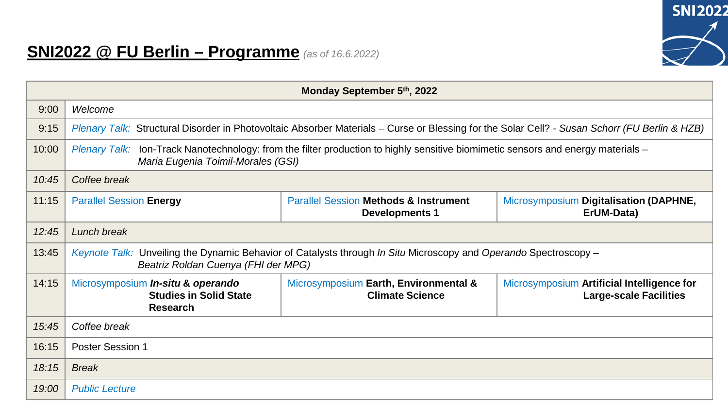# SNI2022 @ FU Berlin – Programme *(as of 16.6.2022)*

| Monday September 5th, 2022 | | | |
|---|---|---|---|
| 9:00 | *Welcome* | | |
| 9:15 | *Plenary Talk:* Structural Disorder in Photovoltaic Absorber Materials – Curse or Blessing for the Solar Cell? - *Susan Schorr (FU Berlin & HZB)* | | |
| 10:00 | *Plenary Talk:* Ion-Track Nanotechnology: from the filter production to highly sensitive biomimetic sensors and energy materials – *Maria Eugenia Toimil-Morales (GSI)* | | |
| *10:45* | *Coffee break* | | |
| 11:15 | Parallel Session **Energy** | Parallel Session **Methods & Instrument Developments 1** | Microsymposium **Digitalisation (DAPHNE, ErUM-Data)** |
| *12:45* | *Lunch break* | | |
| 13:45 | *Keynote Talk:* Unveiling the Dynamic Behavior of Catalysts through *In Situ* Microscopy and *Operando* Spectroscopy – *Beatriz Roldan Cuenya (FHI der MPG)* | | |
| 14:15 | Microsymposium ***In-situ* & *operando* Studies in Solid State Research** | Microsymposium **Earth, Environmental & Climate Science** | Microsymposium **Artificial Intelligence for Large-scale Facilities** |
| *15:45* | *Coffee break* | | |
| 16:15 | Poster Session 1 | | |
| *18:15* | *Break* | | |
| *19:00* | *Public Lecture* | | |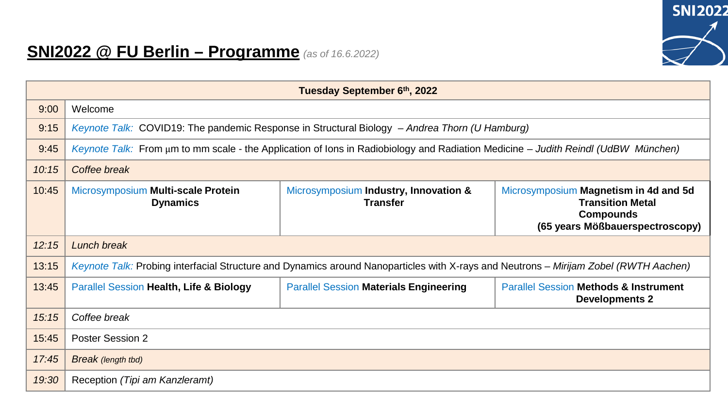# SNI2022 @ FU Berlin – Programme *(as of 16.6.2022)*

| Tuesday September 6th, 2022 | | | |
|---|---|---|---|
| 9:00 | Welcome | | |
| 9:15 | *Keynote Talk:* COVID19: The pandemic Response in Structural Biology – *Andrea Thorn (U Hamburg)* | | |
| 9:45 | *Keynote Talk:* From µm to mm scale - the Application of Ions in Radiobiology and Radiation Medicine – *Judith Reindl (UdBW München)* | | |
| *10:15* | *Coffee break* | | |
| 10:45 | Microsymposium **Multi-scale Protein Dynamics** | Microsymposium **Industry, Innovation & Transfer** | Microsymposium **Magnetism in 4d and 5d Transition Metal Compounds (65 years Mößbauerspectroscopy)** |
| *12:15* | *Lunch break* | | |
| 13:15 | *Keynote Talk:* Probing interfacial Structure and Dynamics around Nanoparticles with X-rays and Neutrons – *Mirijam Zobel (RWTH Aachen)* | | |
| 13:45 | Parallel Session **Health, Life & Biology** | Parallel Session **Materials Engineering** | Parallel Session **Methods & Instrument Developments 2** |
| *15:15* | *Coffee break* | | |
| 15:45 | Poster Session 2 | | |
| *17:45* | *Break (length tbd)* | | |
| *19:30* | Reception *(Tipi am Kanzleramt)* | | |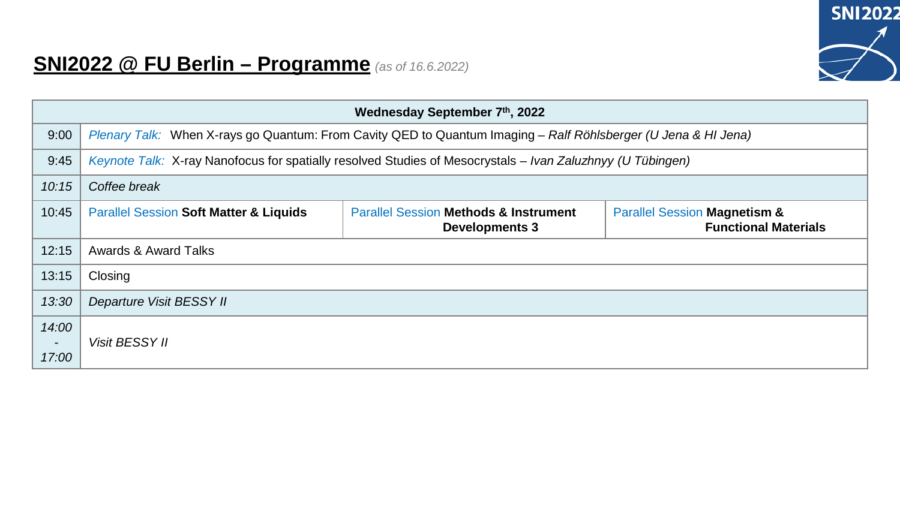# SNI2022 @ FU Berlin – Programme *(as of 16.6.2022)*

| Wednesday September 7th, 2022 | | | |
|---|---|---|---|
| 9:00 | *Plenary Talk:* When X-rays go Quantum: From Cavity QED to Quantum Imaging – *Ralf Röhlsberger (U Jena & HI Jena)* | | |
| 9:45 | *Keynote Talk:* X-ray Nanofocus for spatially resolved Studies of Mesocrystals – *Ivan Zaluzhnyy (U Tübingen)* | | |
| *10:15* | *Coffee break* | | |
| 10:45 | Parallel Session **Soft Matter & Liquids** | Parallel Session **Methods & Instrument Developments 3** | Parallel Session **Magnetism & Functional Materials** |
| 12:15 | Awards & Award Talks | | |
| 13:15 | Closing | | |
| *13:30* | *Departure Visit BESSY II* | | |
| *14:00 - 17:00* | *Visit BESSY II* | | |